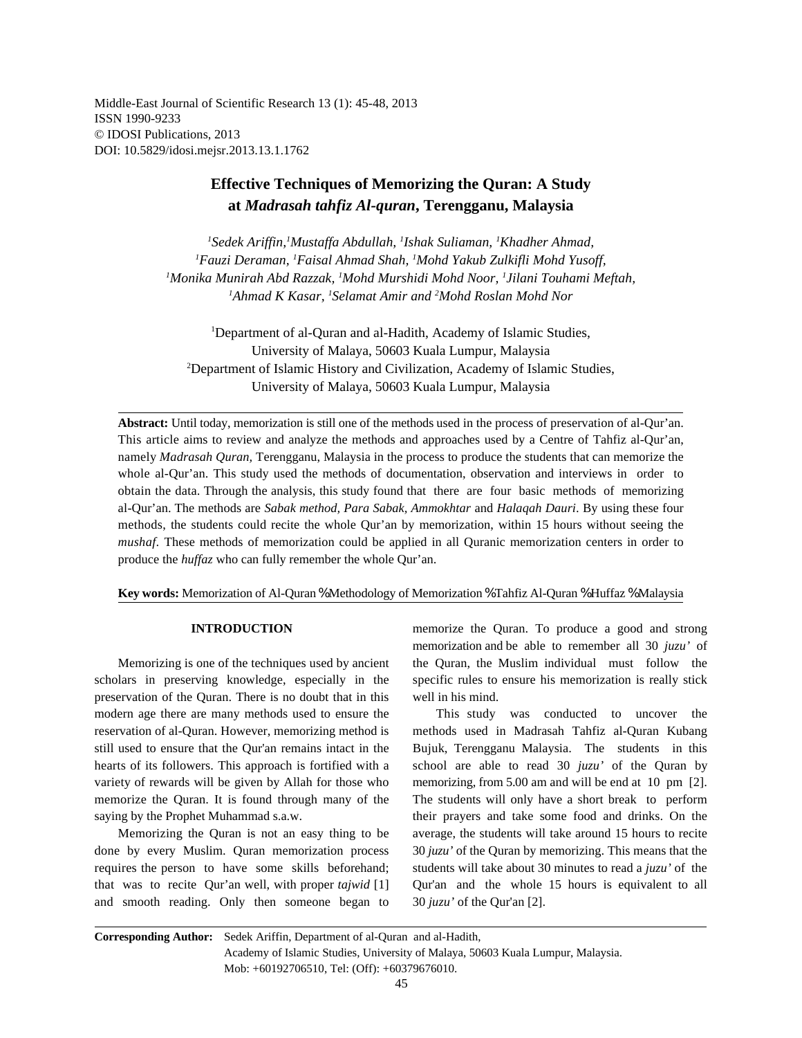Middle-East Journal of Scientific Research 13 (1): 45-48, 2013
ISSN 1990-9233
© IDOSI Publications, 2013
DOI: 10.5829/idosi.mejsr.2013.13.1.1762

# Effective Techniques of Memorizing the Quran: A Study at *Madrasah tahfiz Al-quran*, Terengganu, Malaysia

*[1]Sedek Ariffin, [1]Mustaffa Abdullah, [1]Ishak Suliaman, [1]Khadher Ahmad, [1]Fauzi Deraman, [1]Faisal Ahmad Shah, [1]Mohd Yakub Zulkifli Mohd Yusoff, [1]Monika Munirah Abd Razzak, [1]Mohd Murshidi Mohd Noor, [1]Jilani Touhami Meftah, [1]Ahmad K Kasar, [1]Selamat Amir and [2]Mohd Roslan Mohd Nor*

[1]Department of al-Quran and al-Hadith, Academy of Islamic Studies, University of Malaya, 50603 Kuala Lumpur, Malaysia
[2]Department of Islamic History and Civilization, Academy of Islamic Studies, University of Malaya, 50603 Kuala Lumpur, Malaysia

**Abstract:** Until today, memorization is still one of the methods used in the process of preservation of al-Qur'an. This article aims to review and analyze the methods and approaches used by a Centre of Tahfiz al-Qur'an, namely *Madrasah Quran,* Terengganu, Malaysia in the process to produce the students that can memorize the whole al-Qur'an. This study used the methods of documentation, observation and interviews in order to obtain the data. Through the analysis, this study found that there are four basic methods of memorizing al-Qur'an. The methods are *Sabak method, Para Sabak, Ammokhtar* and *Halaqah Dauri*. By using these four methods, the students could recite the whole Qur'an by memorization, within 15 hours without seeing the *mushaf*. These methods of memorization could be applied in all Quranic memorization centers in order to produce the *huffaz* who can fully remember the whole Qur'an.

**Key words:** Memorization of Al-Quran % Methodology of Memorization % Tahfiz Al-Quran % Huffaz % Malaysia

## INTRODUCTION

Memorizing is one of the techniques used by ancient scholars in preserving knowledge, especially in the preservation of the Quran. There is no doubt that in this modern age there are many methods used to ensure the reservation of al-Quran. However, memorizing method is still used to ensure that the Qur'an remains intact in the hearts of its followers. This approach is fortified with a variety of rewards will be given by Allah for those who memorize the Quran. It is found through many of the saying by the Prophet Muhammad s.a.w.

Memorizing the Quran is not an easy thing to be done by every Muslim. Quran memorization process requires the person to have some skills beforehand; that was to recite Qur'an well, with proper *tajwid* [1] and smooth reading. Only then someone began to memorize the Quran. To produce a good and strong memorization and be able to remember all 30 *juzu'* of the Quran, the Muslim individual must follow the specific rules to ensure his memorization is really stick well in his mind.

This study was conducted to uncover the methods used in Madrasah Tahfiz al-Quran Kubang Bujuk, Terengganu Malaysia. The students in this school are able to read 30 *juzu'* of the Quran by memorizing, from 5.00 am and will be end at 10 pm [2]. The students will only have a short break to perform their prayers and take some food and drinks. On the average, the students will take around 15 hours to recite 30 *juzu'* of the Quran by memorizing. This means that the students will take about 30 minutes to read a *juzu'* of the Qur'an and the whole 15 hours is equivalent to all 30 *juzu'* of the Qur'an [2].

**Corresponding Author:** Sedek Ariffin, Department of al-Quran and al-Hadith, Academy of Islamic Studies, University of Malaya, 50603 Kuala Lumpur, Malaysia. Mob: +60192706510, Tel: (Off): +60379676010.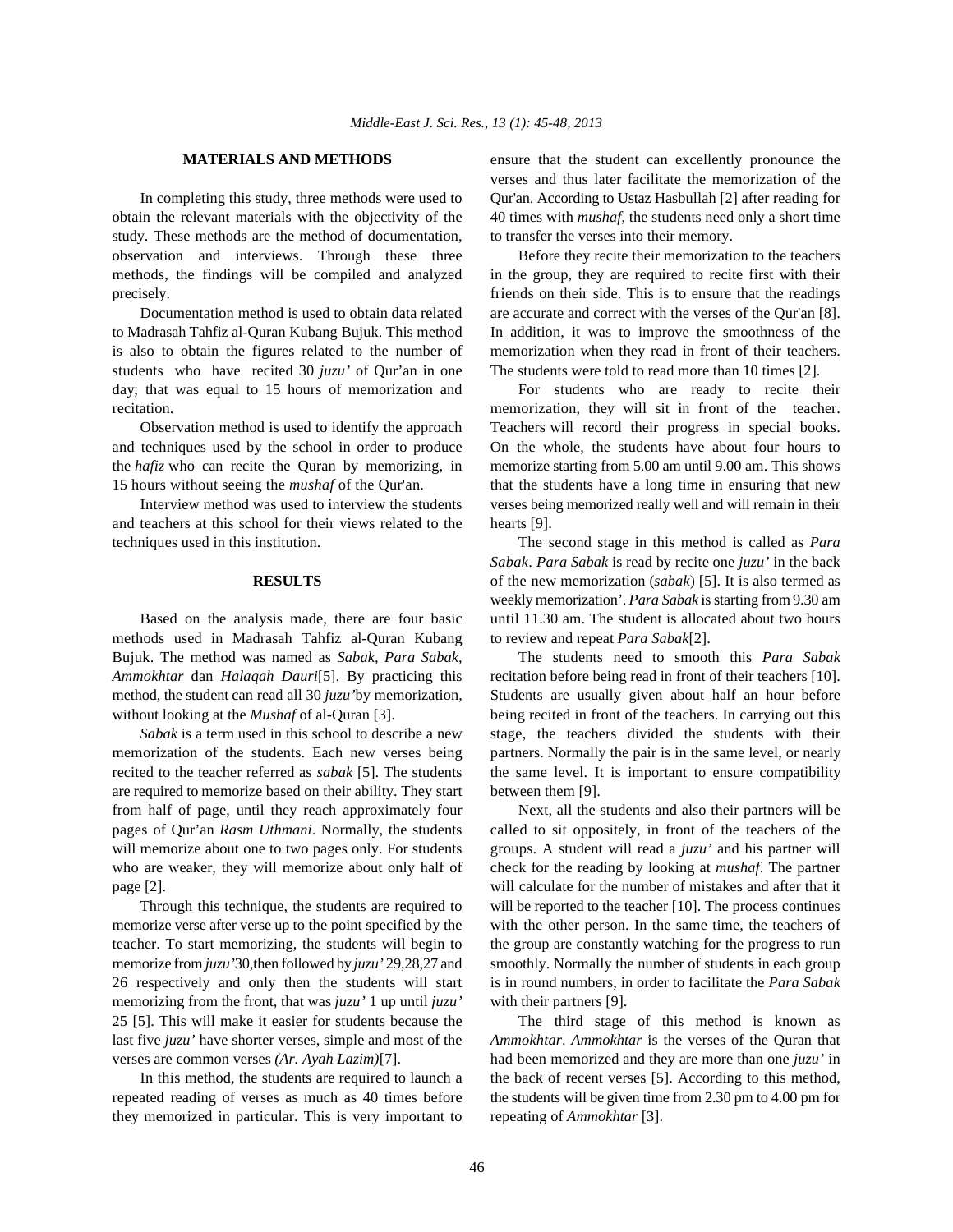## MATERIALS AND METHODS

In completing this study, three methods were used to obtain the relevant materials with the objectivity of the study. These methods are the method of documentation, observation and interviews. Through these three methods, the findings will be compiled and analyzed precisely.

Documentation method is used to obtain data related to Madrasah Tahfiz al-Quran Kubang Bujuk. This method is also to obtain the figures related to the number of students who have recited 30 *juzu'* of Qur'an in one day; that was equal to 15 hours of memorization and recitation.

Observation method is used to identify the approach and techniques used by the school in order to produce the *hafiz* who can recite the Quran by memorizing, in 15 hours without seeing the *mushaf* of the Qur'an.

Interview method was used to interview the students and teachers at this school for their views related to the techniques used in this institution.

## RESULTS

Based on the analysis made, there are four basic methods used in Madrasah Tahfiz al-Quran Kubang Bujuk. The method was named as *Sabak, Para Sabak, Ammokhtar* dan *Halaqah Dauri*[5]. By practicing this method, the student can read all 30 *juzu'*by memorization, without looking at the *Mushaf* of al-Quran [3].

*Sabak* is a term used in this school to describe a new memorization of the students. Each new verses being recited to the teacher referred as *sabak* [5]. The students are required to memorize based on their ability. They start from half of page, until they reach approximately four pages of Qur'an *Rasm Uthmani*. Normally, the students will memorize about one to two pages only. For students who are weaker, they will memorize about only half of page [2].

Through this technique, the students are required to memorize verse after verse up to the point specified by the teacher. To start memorizing, the students will begin to memorize from *juzu'*30,then followed by *juzu'* 29,28,27 and 26 respectively and only then the students will start memorizing from the front, that was *juzu'* 1 up until *juzu'* 25 [5]. This will make it easier for students because the last five *juzu'* have shorter verses, simple and most of the verses are common verses *(Ar. Ayah Lazim)*[7].

In this method, the students are required to launch a repeated reading of verses as much as 40 times before they memorized in particular. This is very important to ensure that the student can excellently pronounce the verses and thus later facilitate the memorization of the Qur'an. According to Ustaz Hasbullah [2] after reading for 40 times with *mushaf*, the students need only a short time to transfer the verses into their memory.

Before they recite their memorization to the teachers in the group, they are required to recite first with their friends on their side. This is to ensure that the readings are accurate and correct with the verses of the Qur'an [8]. In addition, it was to improve the smoothness of the memorization when they read in front of their teachers. The students were told to read more than 10 times [2].

For students who are ready to recite their memorization, they will sit in front of the teacher. Teachers will record their progress in special books. On the whole, the students have about four hours to memorize starting from 5.00 am until 9.00 am. This shows that the students have a long time in ensuring that new verses being memorized really well and will remain in their hearts [9].

The second stage in this method is called as *Para Sabak*. *Para Sabak* is read by recite one *juzu'* in the back of the new memorization (*sabak*) [5]. It is also termed as weekly memorization'. *Para Sabak* is starting from 9.30 am until 11.30 am. The student is allocated about two hours to review and repeat *Para Sabak*[2].

The students need to smooth this *Para Sabak* recitation before being read in front of their teachers [10]. Students are usually given about half an hour before being recited in front of the teachers. In carrying out this stage, the teachers divided the students with their partners. Normally the pair is in the same level, or nearly the same level. It is important to ensure compatibility between them [9].

Next, all the students and also their partners will be called to sit oppositely, in front of the teachers of the groups. A student will read a *juzu'* and his partner will check for the reading by looking at *mushaf*. The partner will calculate for the number of mistakes and after that it will be reported to the teacher [10]. The process continues with the other person. In the same time, the teachers of the group are constantly watching for the progress to run smoothly. Normally the number of students in each group is in round numbers, in order to facilitate the *Para Sabak* with their partners [9].

The third stage of this method is known as *Ammokhtar*. *Ammokhtar* is the verses of the Quran that had been memorized and they are more than one *juzu'* in the back of recent verses [5]. According to this method, the students will be given time from 2.30 pm to 4.00 pm for repeating of *Ammokhtar* [3].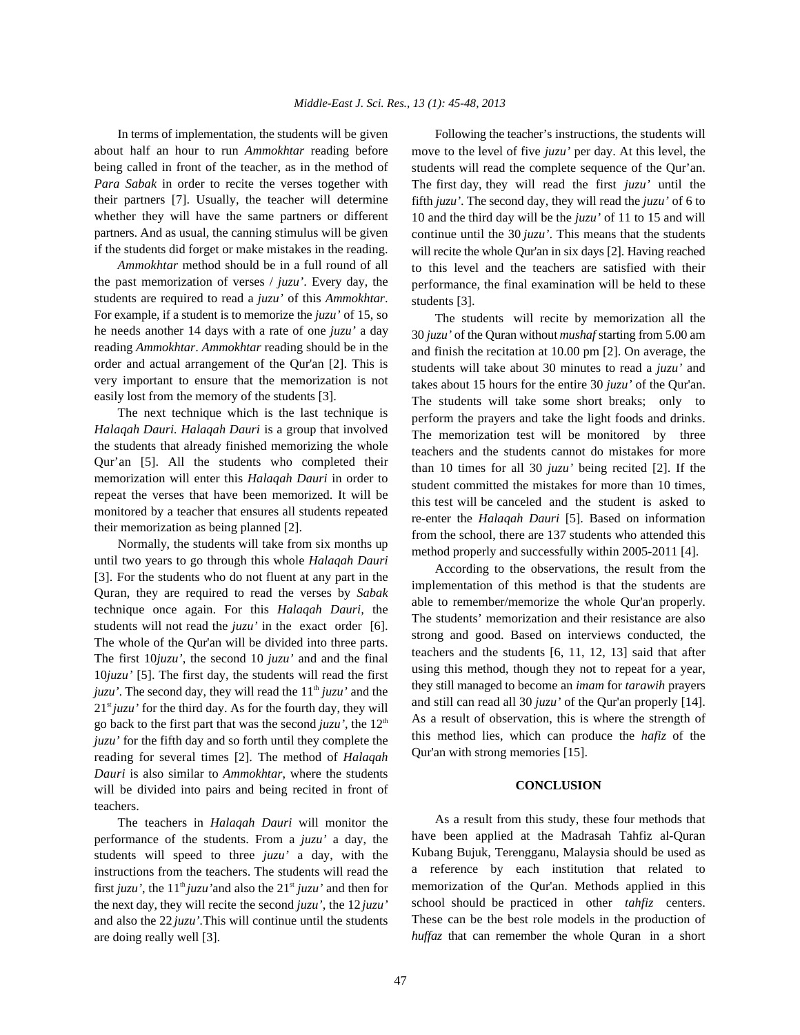In terms of implementation, the students will be given about half an hour to run *Ammokhtar* reading before being called in front of the teacher, as in the method of *Para Sabak* in order to recite the verses together with their partners [7]. Usually, the teacher will determine whether they will have the same partners or different partners. And as usual, the canning stimulus will be given if the students did forget or make mistakes in the reading.

*Ammokhtar* method should be in a full round of all the past memorization of verses / *juzu'*. Every day, the students are required to read a *juzu'* of this *Ammokhtar*. For example, if a student is to memorize the *juzu'* of 15, so he needs another 14 days with a rate of one *juzu'* a day reading *Ammokhtar*. *Ammokhtar* reading should be in the order and actual arrangement of the Qur'an [2]. This is very important to ensure that the memorization is not easily lost from the memory of the students [3].

The next technique which is the last technique is *Halaqah Dauri*. *Halaqah Dauri* is a group that involved the students that already finished memorizing the whole Qur'an [5]. All the students who completed their memorization will enter this *Halaqah Dauri* in order to repeat the verses that have been memorized. It will be monitored by a teacher that ensures all students repeated their memorization as being planned [2].

Normally, the students will take from six months up until two years to go through this whole *Halaqah Dauri* [3]. For the students who do not fluent at any part in the Quran, they are required to read the verses by *Sabak* technique once again. For this *Halaqah Dauri,* the students will not read the *juzu'* in the exact order [6]. The whole of the Qur'an will be divided into three parts. The first 10*juzu'*, the second 10 *juzu'* and and the final 10*juzu'* [5]. The first day, the students will read the first *juzu'*. The second day, they will read the 11th *juzu'* and the 21st *juzu'* for the third day. As for the fourth day, they will go back to the first part that was the second *juzu'*, the 12th *juzu'* for the fifth day and so forth until they complete the reading for several times [2]. The method of *Halaqah Dauri* is also similar to *Ammokhtar*, where the students will be divided into pairs and being recited in front of teachers.

The teachers in *Halaqah Dauri* will monitor the performance of the students. From a *juzu'* a day, the students will speed to three *juzu'* a day, with the instructions from the teachers. The students will read the first *juzu'*, the 11th *juzu'*and also the 21st *juzu'* and then for the next day, they will recite the second *juzu'*, the 12 *juzu'* and also the 22 *juzu'*.This will continue until the students are doing really well [3].

Following the teacher's instructions, the students will move to the level of five *juzu'* per day. At this level, the students will read the complete sequence of the Qur'an. The first day, they will read the first *juzu'* until the fifth *juzu'*. The second day, they will read the *juzu'* of 6 to 10 and the third day will be the *juzu'* of 11 to 15 and will continue until the 30 *juzu'*. This means that the students will recite the whole Qur'an in six days [2]. Having reached to this level and the teachers are satisfied with their performance, the final examination will be held to these students [3].

The students will recite by memorization all the 30 *juzu'* of the Quran without *mushaf* starting from 5.00 am and finish the recitation at 10.00 pm [2]. On average, the students will take about 30 minutes to read a *juzu'* and takes about 15 hours for the entire 30 *juzu'* of the Qur'an. The students will take some short breaks; only to perform the prayers and take the light foods and drinks. The memorization test will be monitored by three teachers and the students cannot do mistakes for more than 10 times for all 30 *juzu'* being recited [2]. If the student committed the mistakes for more than 10 times, this test will be canceled and the student is asked to re-enter the *Halaqah Dauri* [5]. Based on information from the school, there are 137 students who attended this method properly and successfully within 2005-2011 [4].

According to the observations, the result from the implementation of this method is that the students are able to remember/memorize the whole Qur'an properly. The students' memorization and their resistance are also strong and good. Based on interviews conducted, the teachers and the students [6, 11, 12, 13] said that after using this method, though they not to repeat for a year, they still managed to become an *imam* for *tarawih* prayers and still can read all 30 *juzu'* of the Qur'an properly [14]. As a result of observation, this is where the strength of this method lies, which can produce the *hafiz* of the Qur'an with strong memories [15].

## CONCLUSION

As a result from this study, these four methods that have been applied at the Madrasah Tahfiz al-Quran Kubang Bujuk, Terengganu, Malaysia should be used as a reference by each institution that related to memorization of the Qur'an. Methods applied in this school should be practiced in other *tahfiz* centers. These can be the best role models in the production of *huffaz* that can remember the whole Quran in a short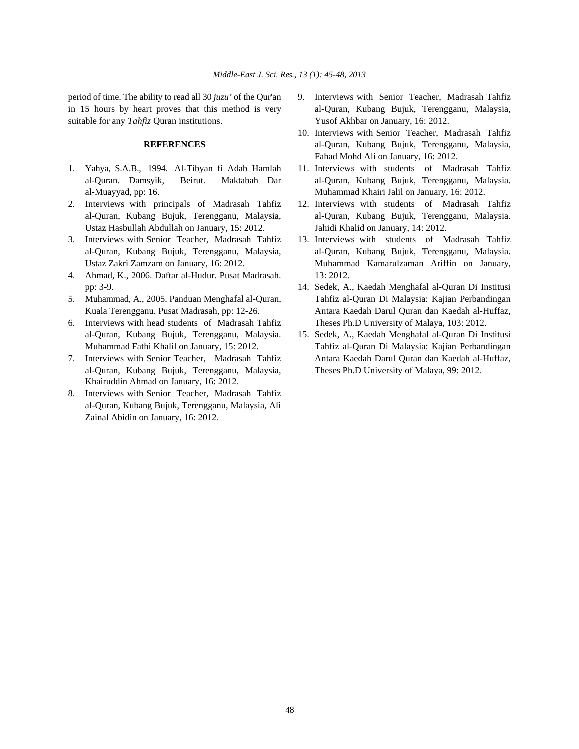period of time. The ability to read all 30 *juzu'* of the Qur'an in 15 hours by heart proves that this method is very suitable for any *Tahfiz* Quran institutions.

## REFERENCES

1. Yahya, S.A.B., 1994. Al-Tibyan fi Adab Hamlah al-Quran. Damsyik, Beirut. Maktabah Dar al-Muayyad, pp: 16.
2. Interviews with principals of Madrasah Tahfiz al-Quran, Kubang Bujuk, Terengganu, Malaysia, Ustaz Hasbullah Abdullah on January, 15: 2012.
3. Interviews with Senior Teacher, Madrasah Tahfiz al-Quran, Kubang Bujuk, Terengganu, Malaysia, Ustaz Zakri Zamzam on January, 16: 2012.
4. Ahmad, K., 2006. Daftar al-Hudur. Pusat Madrasah. pp: 3-9.
5. Muhammad, A., 2005. Panduan Menghafal al-Quran, Kuala Terengganu. Pusat Madrasah, pp: 12-26.
6. Interviews with head students of Madrasah Tahfiz al-Quran, Kubang Bujuk, Terengganu, Malaysia. Muhammad Fathi Khalil on January, 15: 2012.
7. Interviews with Senior Teacher, Madrasah Tahfiz al-Quran, Kubang Bujuk, Terengganu, Malaysia, Khairuddin Ahmad on January, 16: 2012.
8. Interviews with Senior Teacher, Madrasah Tahfiz al-Quran, Kubang Bujuk, Terengganu, Malaysia, Ali Zainal Abidin on January, 16: 2012.
9. Interviews with Senior Teacher, Madrasah Tahfiz al-Quran, Kubang Bujuk, Terengganu, Malaysia, Yusof Akhbar on January, 16: 2012.
10. Interviews with Senior Teacher, Madrasah Tahfiz al-Quran, Kubang Bujuk, Terengganu, Malaysia, Fahad Mohd Ali on January, 16: 2012.
11. Interviews with students of Madrasah Tahfiz al-Quran, Kubang Bujuk, Terengganu, Malaysia. Muhammad Khairi Jalil on January, 16: 2012.
12. Interviews with students of Madrasah Tahfiz al-Quran, Kubang Bujuk, Terengganu, Malaysia. Jahidi Khalid on January, 14: 2012.
13. Interviews with students of Madrasah Tahfiz al-Quran, Kubang Bujuk, Terengganu, Malaysia. Muhammad Kamarulzaman Ariffin on January, 13: 2012.
14. Sedek, A., Kaedah Menghafal al-Quran Di Institusi Tahfiz al-Quran Di Malaysia: Kajian Perbandingan Antara Kaedah Darul Quran dan Kaedah al-Huffaz, Theses Ph.D University of Malaya, 103: 2012.
15. Sedek, A., Kaedah Menghafal al-Quran Di Institusi Tahfiz al-Quran Di Malaysia: Kajian Perbandingan Antara Kaedah Darul Quran dan Kaedah al-Huffaz, Theses Ph.D University of Malaya, 99: 2012.